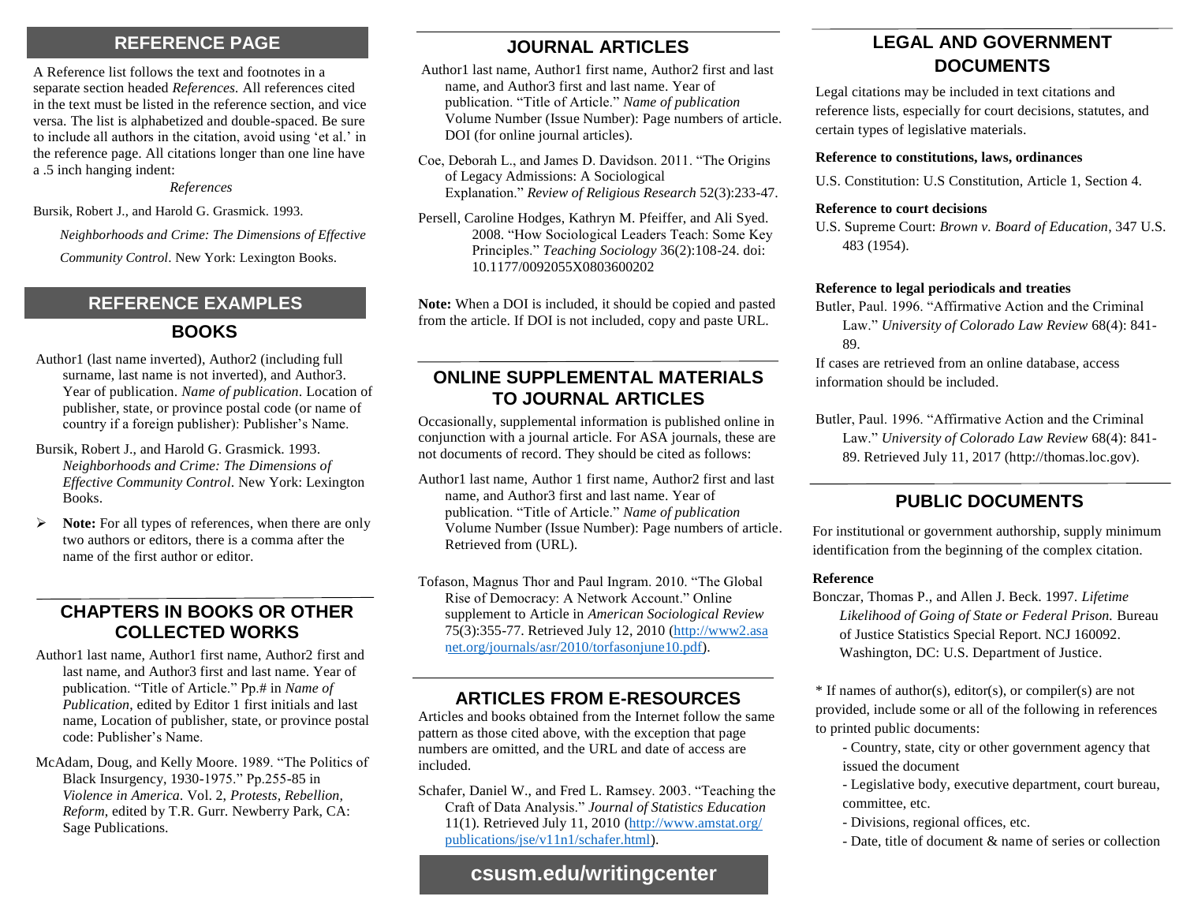## REFERENCE PAGE

A Reference list follows the text and footnotes in a separate section headed *References.* All references cited in the text must be listed in the reference section, and vice versa. The list is alphabetized and double-spaced. Be sure to include all authors in the citation, avoid using 'et al.' in the reference page. All citations longer than one line have a .5 inch hanging indent:

*References*

Bursik, Robert J., and Harold G. Grasmick. 1993. *Neighborhoods and Crime: The Dimensions of Effective Community Control*. New York: Lexington Books.

## REFERENCE EXAMPLES

### BOOKS

Author1 (last name inverted), Author2 (including full surname, last name is not inverted), and Author3. Year of publication. *Name of publication*. Location of publisher, state, or province postal code (or name of country if a foreign publisher): Publisher's Name.

Bursik, Robert J., and Harold G. Grasmick. 1993. *Neighborhoods and Crime: The Dimensions of Effective Community Control*. New York: Lexington Books.

- **Note:** For all types of references, when there are only two authors or editors, there is a comma after the name of the first author or editor.

### CHAPTERS IN BOOKS OR OTHER COLLECTED WORKS

Author1 last name, Author1 first name, Author2 first and last name, and Author3 first and last name. Year of publication. "Title of Article." Pp.# in *Name of Publication*, edited by Editor 1 first initials and last name, Location of publisher, state, or province postal code: Publisher's Name.

McAdam, Doug, and Kelly Moore. 1989. "The Politics of Black Insurgency, 1930-1975." Pp.255-85 in *Violence in America.* Vol. 2, *Protests, Rebellion, Reform*, edited by T.R. Gurr. Newberry Park, CA: Sage Publications.

### JOURNAL ARTICLES

Author1 last name, Author1 first name, Author2 first and last name, and Author3 first and last name. Year of publication. "Title of Article." *Name of publication* Volume Number (Issue Number): Page numbers of article. DOI (for online journal articles).

Coe, Deborah L., and James D. Davidson. 2011. "The Origins of Legacy Admissions: A Sociological Explanation." *Review of Religious Research* 52(3):233-47.

Persell, Caroline Hodges, Kathryn M. Pfeiffer, and Ali Syed. 2008. "How Sociological Leaders Teach: Some Key Principles." *Teaching Sociology* 36(2):108-24. doi: 10.1177/0092055X0803600202

**Note:** When a DOI is included, it should be copied and pasted from the article. If DOI is not included, copy and paste URL.

### ONLINE SUPPLEMENTAL MATERIALS TO JOURNAL ARTICLES

Occasionally, supplemental information is published online in conjunction with a journal article. For ASA journals, these are not documents of record. They should be cited as follows:

Author1 last name, Author 1 first name, Author2 first and last name, and Author3 first and last name. Year of publication. "Title of Article." *Name of publication* Volume Number (Issue Number): Page numbers of article. Retrieved from (URL).

Tofason, Magnus Thor and Paul Ingram. 2010. "The Global Rise of Democracy: A Network Account." Online supplement to Article in *American Sociological Review* 75(3):355-77. Retrieved July 12, 2010 (http://www2.asanet.org/journals/asr/2010/torfasonjune10.pdf).

### ARTICLES FROM E-RESOURCES

Articles and books obtained from the Internet follow the same pattern as those cited above, with the exception that page numbers are omitted, and the URL and date of access are included.

Schafer, Daniel W., and Fred L. Ramsey. 2003. "Teaching the Craft of Data Analysis." *Journal of Statistics Education* 11(1). Retrieved July 11, 2010 (http://www.amstat.org/publications/jse/v11n1/schafer.html).

**csusm.edu/writingcenter**

### LEGAL AND GOVERNMENT DOCUMENTS

Legal citations may be included in text citations and reference lists, especially for court decisions, statutes, and certain types of legislative materials.

**Reference to constitutions, laws, ordinances**

U.S. Constitution: U.S Constitution, Article 1, Section 4.

**Reference to court decisions**

U.S. Supreme Court: *Brown v. Board of Education*, 347 U.S. 483 (1954).

**Reference to legal periodicals and treaties**

Butler, Paul. 1996. "Affirmative Action and the Criminal Law." *University of Colorado Law Review* 68(4): 841-89.

If cases are retrieved from an online database, access information should be included.

Butler, Paul. 1996. "Affirmative Action and the Criminal Law." *University of Colorado Law Review* 68(4): 841-89. Retrieved July 11, 2017 (http://thomas.loc.gov).

### PUBLIC DOCUMENTS

For institutional or government authorship, supply minimum identification from the beginning of the complex citation.

**Reference**

Bonczar, Thomas P., and Allen J. Beck. 1997. *Lifetime Likelihood of Going of State or Federal Prison.* Bureau of Justice Statistics Special Report. NCJ 160092. Washington, DC: U.S. Department of Justice.

* If names of author(s), editor(s), or compiler(s) are not provided, include some or all of the following in references to printed public documents:

- Country, state, city or other government agency that issued the document
- Legislative body, executive department, court bureau, committee, etc.
- Divisions, regional offices, etc.
- Date, title of document & name of series or collection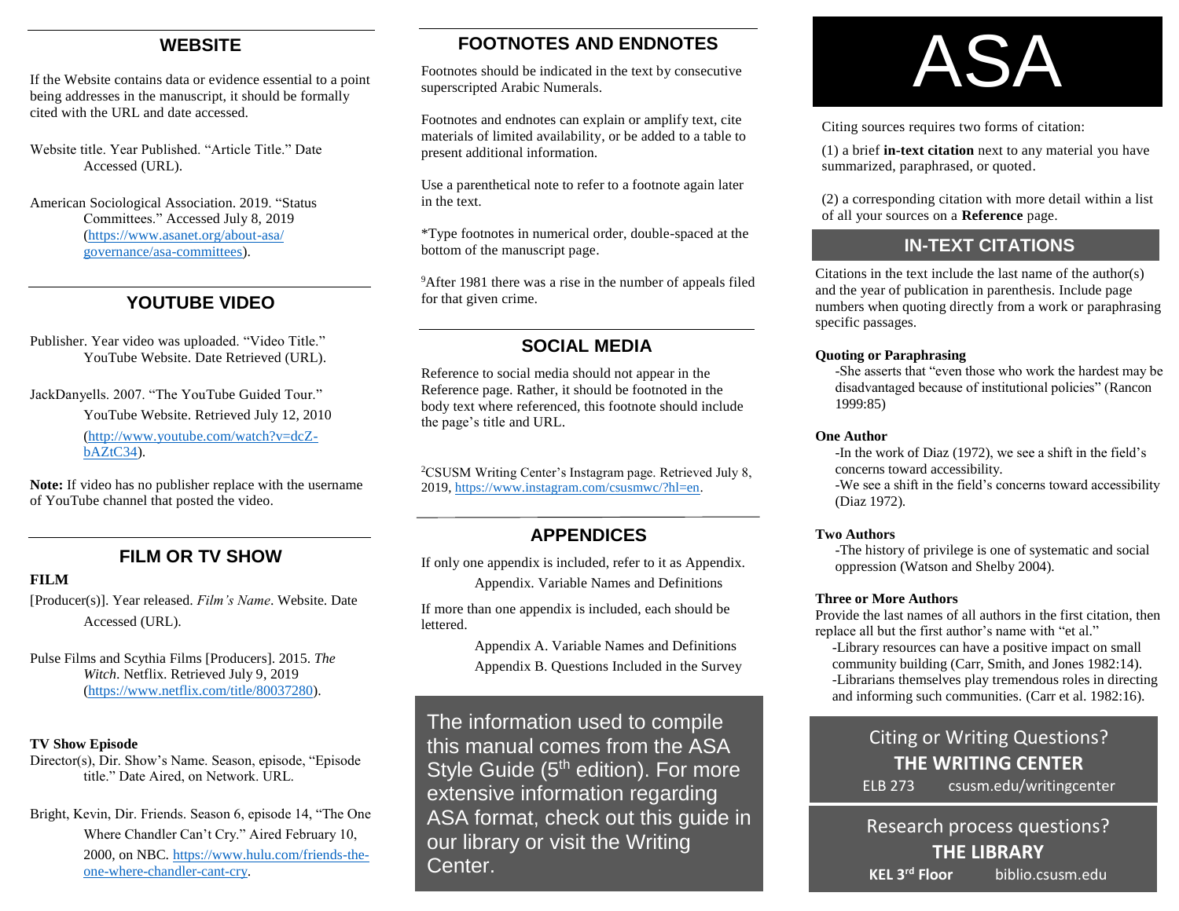## WEBSITE

If the Website contains data or evidence essential to a point being addresses in the manuscript, it should be formally cited with the URL and date accessed.

Website title. Year Published. "Article Title." Date Accessed (URL).

American Sociological Association. 2019. "Status Committees." Accessed July 8, 2019 (https://www.asanet.org/about-asa/governance/asa-committees).

## YOUTUBE VIDEO

Publisher. Year video was uploaded. "Video Title." YouTube Website. Date Retrieved (URL).

JackDanyells. 2007. "The YouTube Guided Tour." YouTube Website. Retrieved July 12, 2010 (http://www.youtube.com/watch?v=dcZ-bAZtC34).

**Note:** If video has no publisher replace with the username of YouTube channel that posted the video.

## FILM OR TV SHOW

**FILM**

[Producer(s)]. Year released. *Film's Name*. Website. Date Accessed (URL).

Pulse Films and Scythia Films [Producers]. 2015. *The Witch*. Netflix. Retrieved July 9, 2019 (https://www.netflix.com/title/80037280).

**TV Show Episode**

Director(s), Dir. Show's Name. Season, episode, "Episode title." Date Aired, on Network. URL.

Bright, Kevin, Dir. Friends. Season 6, episode 14, "The One Where Chandler Can't Cry." Aired February 10, 2000, on NBC. https://www.hulu.com/friends-the-one-where-chandler-cant-cry.

## FOOTNOTES AND ENDNOTES

Footnotes should be indicated in the text by consecutive superscripted Arabic Numerals.

Footnotes and endnotes can explain or amplify text, cite materials of limited availability, or be added to a table to present additional information.

Use a parenthetical note to refer to a footnote again later in the text.

*Type footnotes in numerical order, double-spaced at the bottom of the manuscript page.

[9]After 1981 there was a rise in the number of appeals filed for that given crime.

## SOCIAL MEDIA

Reference to social media should not appear in the Reference page. Rather, it should be footnoted in the body text where referenced, this footnote should include the page's title and URL.

[2]CSUSM Writing Center's Instagram page. Retrieved July 8, 2019, https://www.instagram.com/csusmwc/?hl=en.

## APPENDICES

If only one appendix is included, refer to it as Appendix.

Appendix. Variable Names and Definitions

If more than one appendix is included, each should be lettered.

Appendix A. Variable Names and Definitions

Appendix B. Questions Included in the Survey

The information used to compile this manual comes from the ASA Style Guide (5th edition). For more extensive information regarding ASA format, check out this guide in our library or visit the Writing Center.

# ASA

Citing sources requires two forms of citation:

(1) a brief **in-text citation** next to any material you have summarized, paraphrased, or quoted.

(2) a corresponding citation with more detail within a list of all your sources on a **Reference** page.

## IN-TEXT CITATIONS

Citations in the text include the last name of the author(s) and the year of publication in parenthesis. Include page numbers when quoting directly from a work or paraphrasing specific passages.

**Quoting or Paraphrasing**

-She asserts that "even those who work the hardest may be disadvantaged because of institutional policies" (Rancon 1999:85)

**One Author**

-In the work of Diaz (1972), we see a shift in the field's concerns toward accessibility.

-We see a shift in the field's concerns toward accessibility (Diaz 1972).

**Two Authors**

-The history of privilege is one of systematic and social oppression (Watson and Shelby 2004).

**Three or More Authors**

Provide the last names of all authors in the first citation, then replace all but the first author's name with "et al."

-Library resources can have a positive impact on small community building (Carr, Smith, and Jones 1982:14).

-Librarians themselves play tremendous roles in directing and informing such communities. (Carr et al. 1982:16).

Citing or Writing Questions?
**THE WRITING CENTER**
ELB 273 csusm.edu/writingcenter

Research process questions?
**THE LIBRARY**
**KEL 3rd Floor** biblio.csusm.edu